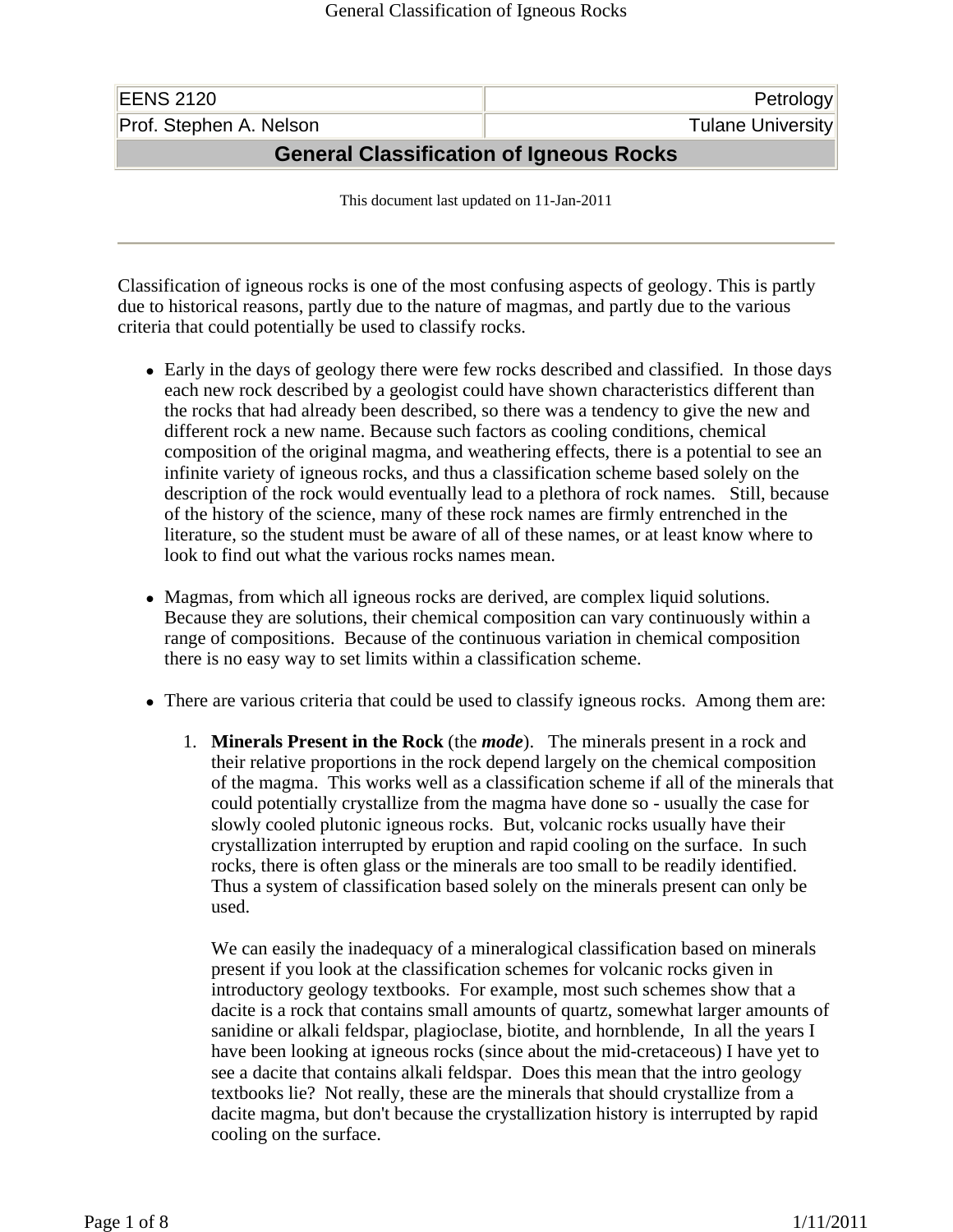| EENS 2120 | Petrology |
| --- | --- |
| Prof. Stephen A. Nelson | Tulane University |

# General Classification of Igneous Rocks

This document last updated on 11-Jan-2011

---

Classification of igneous rocks is one of the most confusing aspects of geology. This is partly due to historical reasons, partly due to the nature of magmas, and partly due to the various criteria that could potentially be used to classify rocks.

- Early in the days of geology there were few rocks described and classified. In those days each new rock described by a geologist could have shown characteristics different than the rocks that had already been described, so there was a tendency to give the new and different rock a new name. Because such factors as cooling conditions, chemical composition of the original magma, and weathering effects, there is a potential to see an infinite variety of igneous rocks, and thus a classification scheme based solely on the description of the rock would eventually lead to a plethora of rock names. Still, because of the history of the science, many of these rock names are firmly entrenched in the literature, so the student must be aware of all of these names, or at least know where to look to find out what the various rocks names mean.

- Magmas, from which all igneous rocks are derived, are complex liquid solutions. Because they are solutions, their chemical composition can vary continuously within a range of compositions. Because of the continuous variation in chemical composition there is no easy way to set limits within a classification scheme.

- There are various criteria that could be used to classify igneous rocks. Among them are:

  1. **Minerals Present in the Rock** (the ***mode***). The minerals present in a rock and their relative proportions in the rock depend largely on the chemical composition of the magma. This works well as a classification scheme if all of the minerals that could potentially crystallize from the magma have done so - usually the case for slowly cooled plutonic igneous rocks. But, volcanic rocks usually have their crystallization interrupted by eruption and rapid cooling on the surface. In such rocks, there is often glass or the minerals are too small to be readily identified. Thus a system of classification based solely on the minerals present can only be used.

     We can easily the inadequacy of a mineralogical classification based on minerals present if you look at the classification schemes for volcanic rocks given in introductory geology textbooks. For example, most such schemes show that a dacite is a rock that contains small amounts of quartz, somewhat larger amounts of sanidine or alkali feldspar, plagioclase, biotite, and hornblende, In all the years I have been looking at igneous rocks (since about the mid-cretaceous) I have yet to see a dacite that contains alkali feldspar. Does this mean that the intro geology textbooks lie? Not really, these are the minerals that should crystallize from a dacite magma, but don't because the crystallization history is interrupted by rapid cooling on the surface.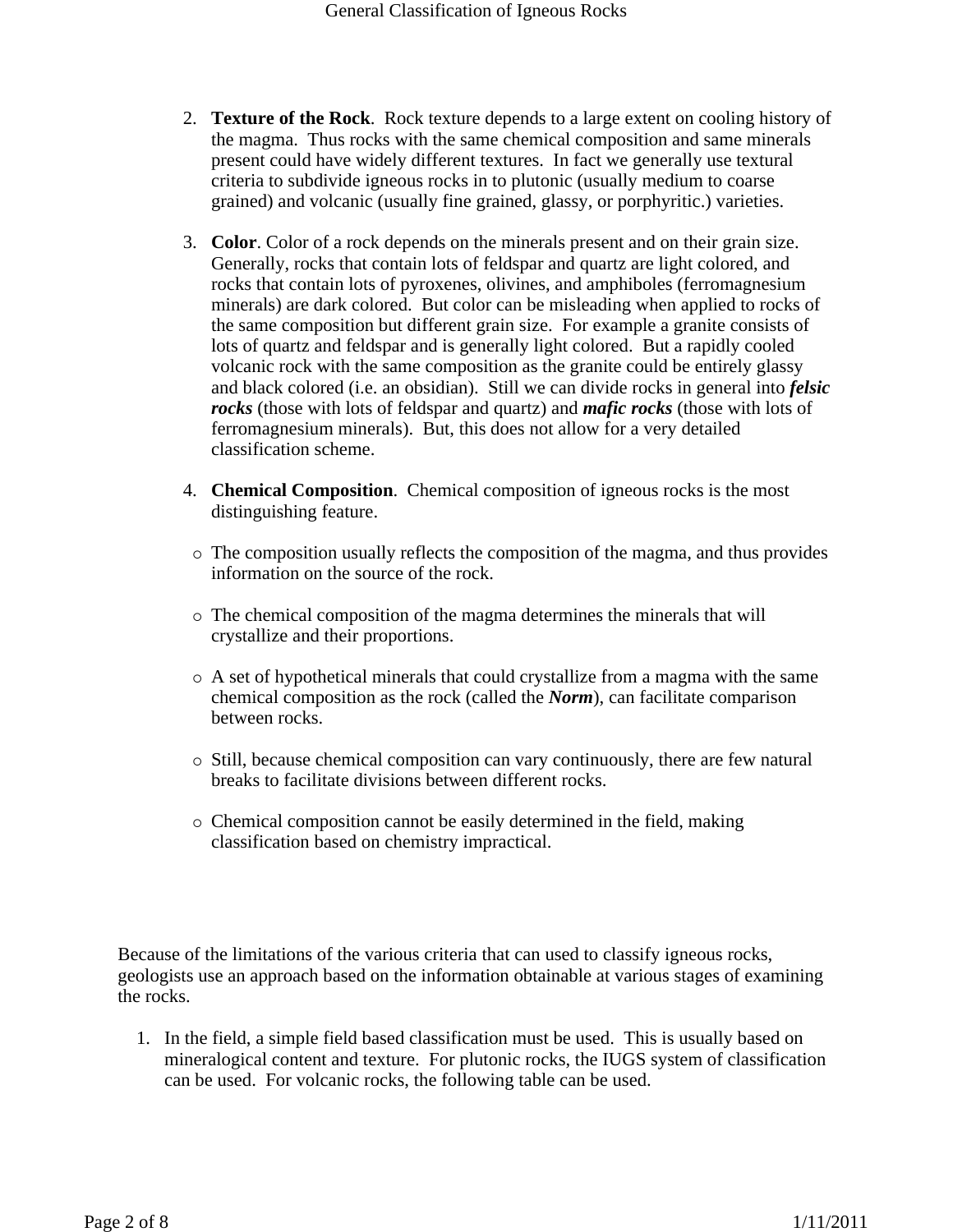2. **Texture of the Rock**.  Rock texture depends to a large extent on cooling history of the magma.  Thus rocks with the same chemical composition and same minerals present could have widely different textures.  In fact we generally use textural criteria to subdivide igneous rocks in to plutonic (usually medium to coarse grained) and volcanic (usually fine grained, glassy, or porphyritic.) varieties.

3. **Color**. Color of a rock depends on the minerals present and on their grain size.  Generally, rocks that contain lots of feldspar and quartz are light colored, and rocks that contain lots of pyroxenes, olivines, and amphiboles (ferromagnesium minerals) are dark colored.  But color can be misleading when applied to rocks of the same composition but different grain size.  For example a granite consists of lots of quartz and feldspar and is generally light colored.  But a rapidly cooled volcanic rock with the same composition as the granite could be entirely glassy and black colored (i.e. an obsidian).  Still we can divide rocks in general into ***felsic rocks*** (those with lots of feldspar and quartz) and ***mafic rocks*** (those with lots of ferromagnesium minerals).  But, this does not allow for a very detailed classification scheme.

4. **Chemical Composition**.  Chemical composition of igneous rocks is the most distinguishing feature.

   - The composition usually reflects the composition of the magma, and thus provides information on the source of the rock.
   - The chemical composition of the magma determines the minerals that will crystallize and their proportions.
   - A set of hypothetical minerals that could crystallize from a magma with the same chemical composition as the rock (called the ***Norm***), can facilitate comparison between rocks.
   - Still, because chemical composition can vary continuously, there are few natural breaks to facilitate divisions between different rocks.
   - Chemical composition cannot be easily determined in the field, making classification based on chemistry impractical.

Because of the limitations of the various criteria that can used to classify igneous rocks, geologists use an approach based on the information obtainable at various stages of examining the rocks.

1. In the field, a simple field based classification must be used.  This is usually based on mineralogical content and texture.  For plutonic rocks, the IUGS system of classification can be used.  For volcanic rocks, the following table can be used.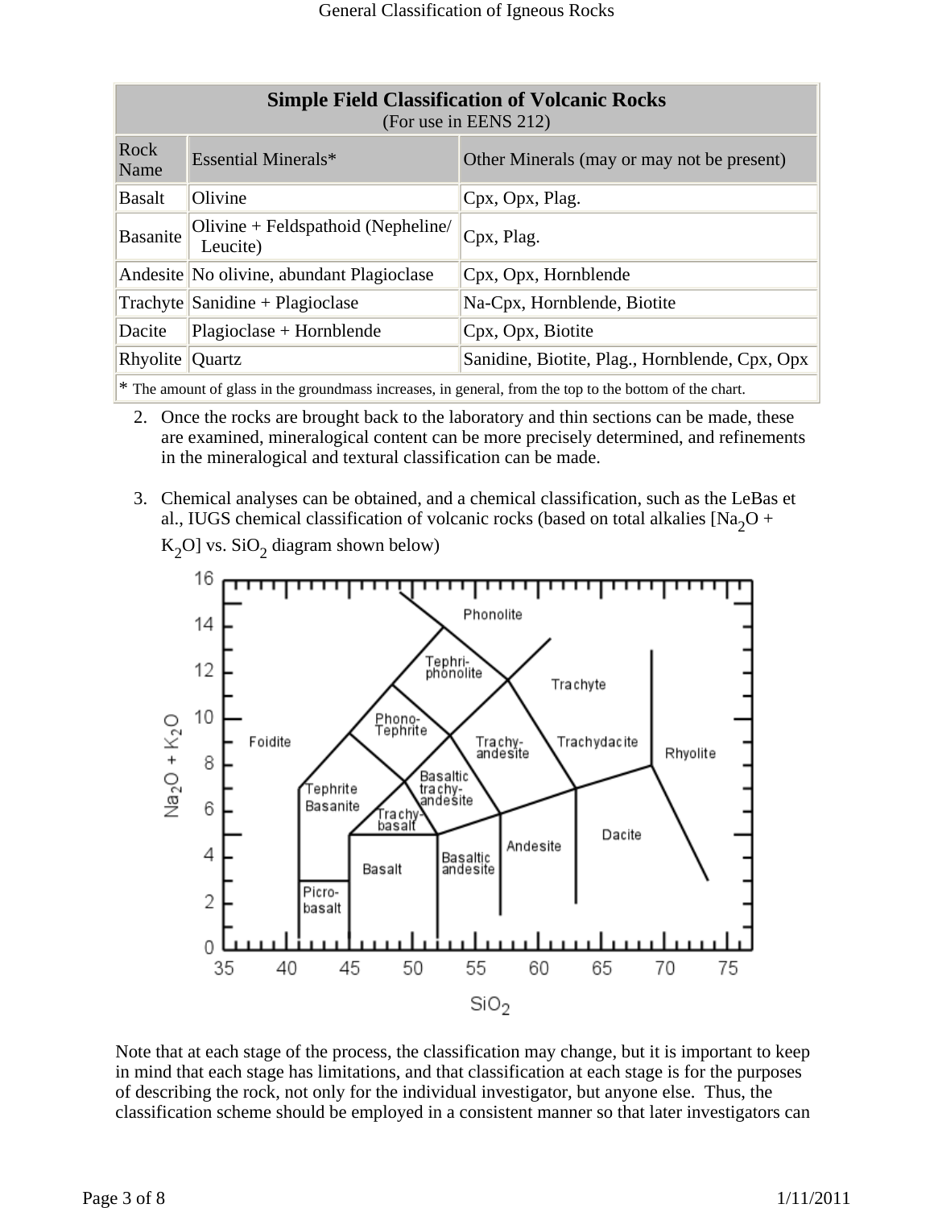| Simple Field Classification of Volcanic Rocks (For use in EENS 212) | | |
|---|---|---|
| Rock Name | Essential Minerals* | Other Minerals (may or may not be present) |
| Basalt | Olivine | Cpx, Opx, Plag. |
| Basanite | Olivine + Feldspathoid (Nepheline/ Leucite) | Cpx, Plag. |
| Andesite | No olivine, abundant Plagioclase | Cpx, Opx, Hornblende |
| Trachyte | Sanidine + Plagioclase | Na-Cpx, Hornblende, Biotite |
| Dacite | Plagioclase + Hornblende | Cpx, Opx, Biotite |
| Rhyolite | Quartz | Sanidine, Biotite, Plag., Hornblende, Cpx, Opx |

* The amount of glass in the groundmass increases, in general, from the top to the bottom of the chart.

2. Once the rocks are brought back to the laboratory and thin sections can be made, these are examined, mineralogical content can be more precisely determined, and refinements in the mineralogical and textural classification can be made.

3. Chemical analyses can be obtained, and a chemical classification, such as the LeBas et al., IUGS chemical classification of volcanic rocks (based on total alkalies [$Na_2O$ + $K_2O$] vs. $SiO_2$ diagram shown below)

Note that at each stage of the process, the classification may change, but it is important to keep in mind that each stage has limitations, and that classification at each stage is for the purposes of describing the rock, not only for the individual investigator, but anyone else. Thus, the classification scheme should be employed in a consistent manner so that later investigators can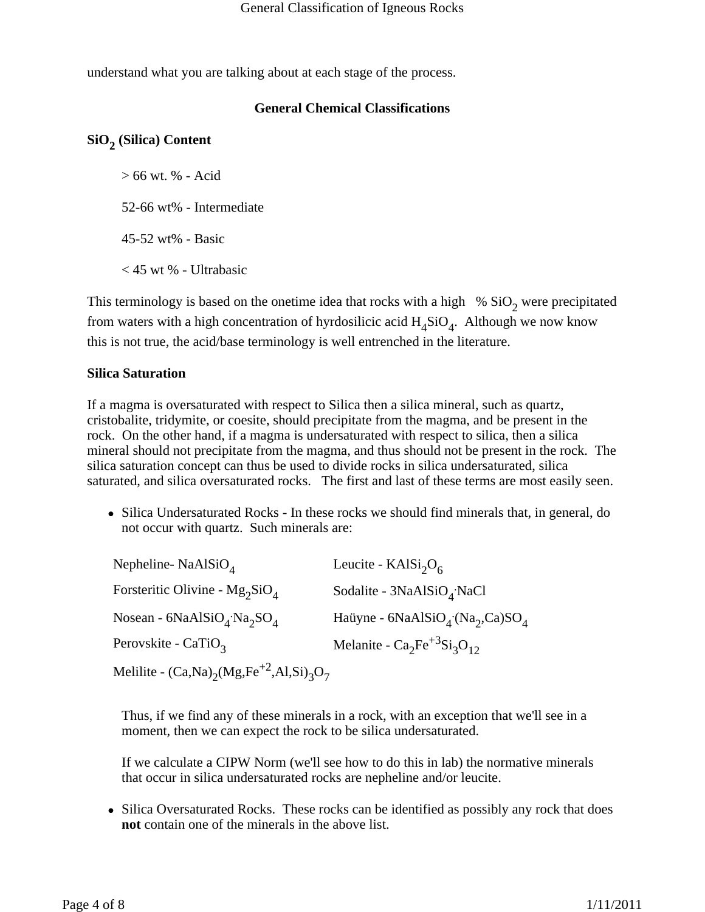understand what you are talking about at each stage of the process.

## General Chemical Classifications

### $SiO_2$ (Silica) Content

> 66 wt. % - Acid

52-66 wt% - Intermediate

45-52 wt% - Basic

< 45 wt % - Ultrabasic

This terminology is based on the onetime idea that rocks with a high % $SiO_2$ were precipitated from waters with a high concentration of hyrdosilicic acid $H_4SiO_4$. Although we now know this is not true, the acid/base terminology is well entrenched in the literature.

### Silica Saturation

If a magma is oversaturated with respect to Silica then a silica mineral, such as quartz, cristobalite, tridymite, or coesite, should precipitate from the magma, and be present in the rock. On the other hand, if a magma is undersaturated with respect to silica, then a silica mineral should not precipitate from the magma, and thus should not be present in the rock. The silica saturation concept can thus be used to divide rocks in silica undersaturated, silica saturated, and silica oversaturated rocks. The first and last of these terms are most easily seen.

- Silica Undersaturated Rocks - In these rocks we should find minerals that, in general, do not occur with quartz. Such minerals are:

| | |
|---|---|
| Nepheline- $NaAlSiO_4$ | Leucite - $KAlSi_2O_6$ |
| Forsteritic Olivine - $Mg_2SiO_4$ | Sodalite - $3NaAlSiO_4 \cdot NaCl$ |
| Nosean - $6NaAlSiO_4 \cdot Na_2SO_4$ | Haüyne - $6NaAlSiO_4 \cdot (Na_2,Ca)SO_4$ |
| Perovskite - $CaTiO_3$ | Melanite - $Ca_2Fe^{+3}Si_3O_{12}$ |
| Melilite - $(Ca,Na)_2(Mg,Fe^{+2},Al,Si)_3O_7$ | |

  Thus, if we find any of these minerals in a rock, with an exception that we'll see in a moment, then we can expect the rock to be silica undersaturated.

  If we calculate a CIPW Norm (we'll see how to do this in lab) the normative minerals that occur in silica undersaturated rocks are nepheline and/or leucite.

- Silica Oversaturated Rocks. These rocks can be identified as possibly any rock that does **not** contain one of the minerals in the above list.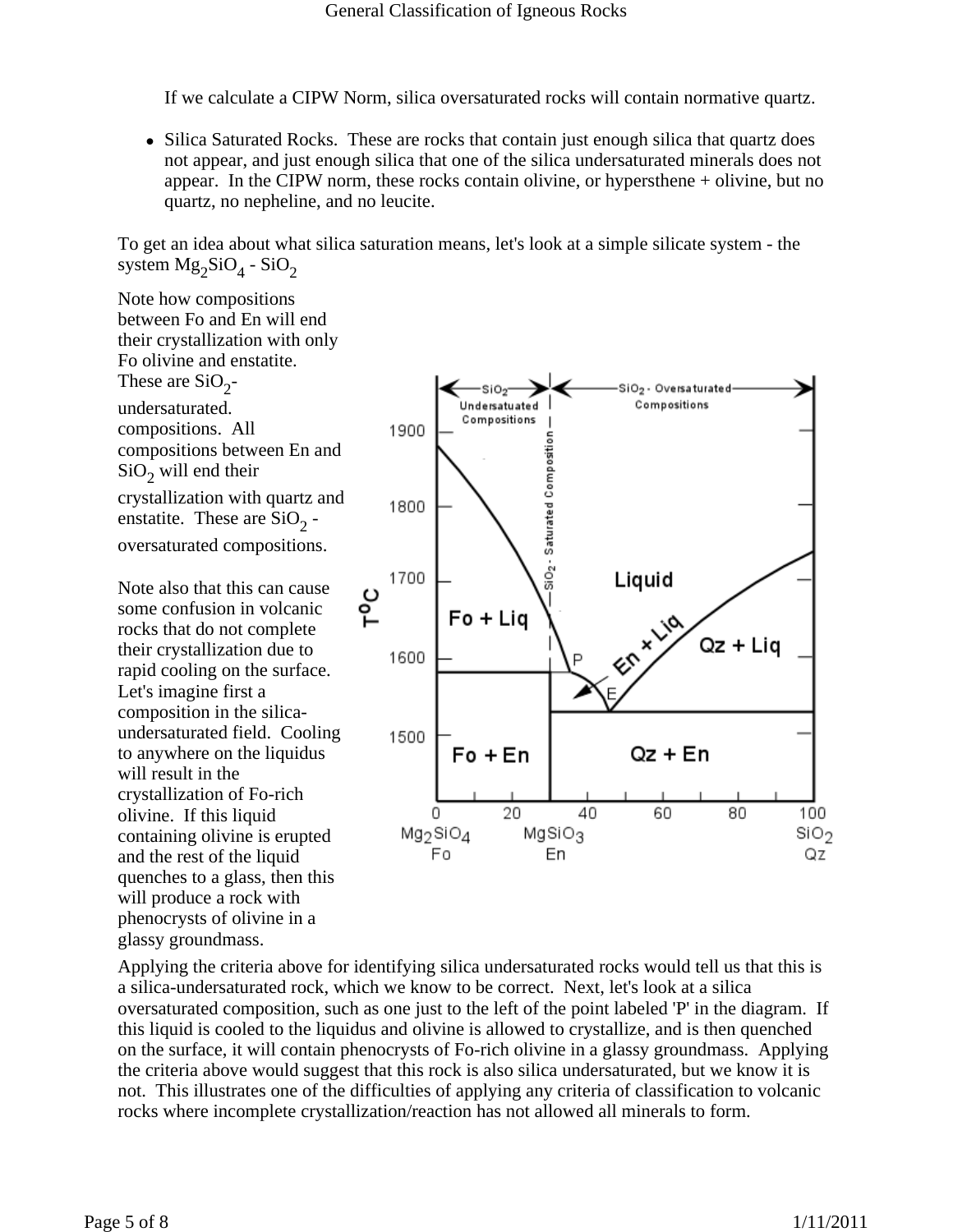If we calculate a CIPW Norm, silica oversaturated rocks will contain normative quartz.

- Silica Saturated Rocks. These are rocks that contain just enough silica that quartz does not appear, and just enough silica that one of the silica undersaturated minerals does not appear. In the CIPW norm, these rocks contain olivine, or hypersthene + olivine, but no quartz, no nepheline, and no leucite.

To get an idea about what silica saturation means, let's look at a simple silicate system - the system $Mg_2SiO_4$ - $SiO_2$

Note how compositions between Fo and En will end their crystallization with only Fo olivine and enstatite. These are $SiO_2$-undersaturated. compositions. All compositions between En and $SiO_2$ will end their crystallization with quartz and enstatite. These are $SiO_2$ - oversaturated compositions.

Note also that this can cause some confusion in volcanic rocks that do not complete their crystallization due to rapid cooling on the surface. Let's imagine first a composition in the silica-undersaturated field. Cooling to anywhere on the liquidus will result in the crystallization of Fo-rich olivine. If this liquid containing olivine is erupted and the rest of the liquid quenches to a glass, then this will produce a rock with phenocrysts of olivine in a glassy groundmass.

Applying the criteria above for identifying silica undersaturated rocks would tell us that this is a silica-undersaturated rock, which we know to be correct. Next, let's look at a silica oversaturated composition, such as one just to the left of the point labeled 'P' in the diagram. If this liquid is cooled to the liquidus and olivine is allowed to crystallize, and is then quenched on the surface, it will contain phenocrysts of Fo-rich olivine in a glassy groundmass. Applying the criteria above would suggest that this rock is also silica undersaturated, but we know it is not. This illustrates one of the difficulties of applying any criteria of classification to volcanic rocks where incomplete crystallization/reaction has not allowed all minerals to form.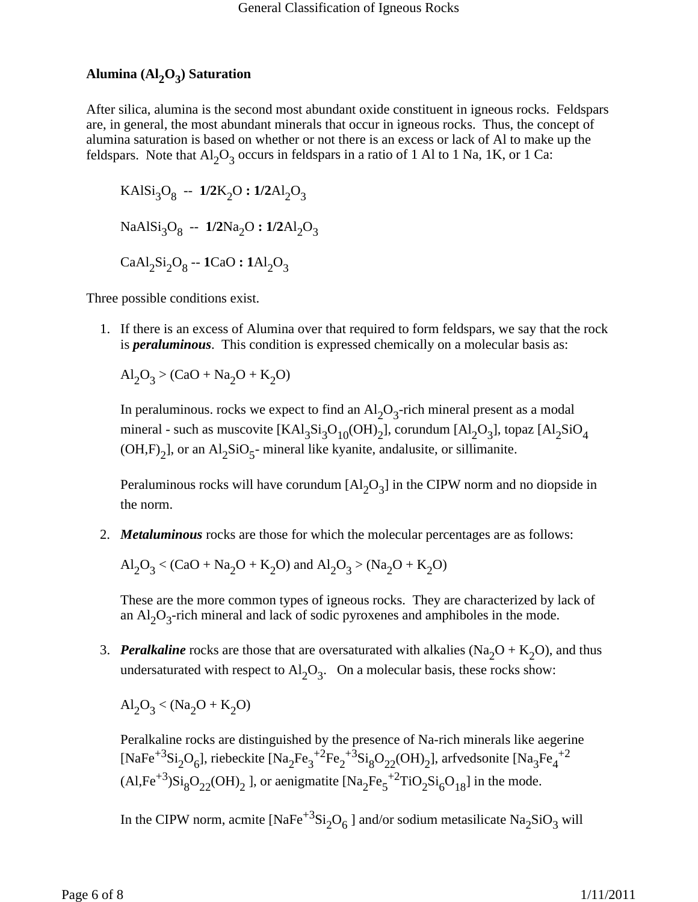### Alumina ($Al_2O_3$) Saturation

After silica, alumina is the second most abundant oxide constituent in igneous rocks. Feldspars are, in general, the most abundant minerals that occur in igneous rocks. Thus, the concept of alumina saturation is based on whether or not there is an excess or lack of Al to make up the feldspars. Note that $Al_2O_3$ occurs in feldspars in a ratio of 1 Al to 1 Na, 1K, or 1 Ca:

$KAlSi_3O_8$ -- **1/2**$K_2O$ **: 1/2**$Al_2O_3$

$NaAlSi_3O_8$ -- **1/2**$Na_2O$ **: 1/2**$Al_2O_3$

$CaAl_2Si_2O_8$ -- **1**CaO **: 1**$Al_2O_3$

Three possible conditions exist.

1. If there is an excess of Alumina over that required to form feldspars, we say that the rock is ***peraluminous***. This condition is expressed chemically on a molecular basis as:

   $Al_2O_3 > (CaO + Na_2O + K_2O)$

   In peraluminous. rocks we expect to find an $Al_2O_3$-rich mineral present as a modal mineral - such as muscovite [$KAl_3Si_3O_{10}(OH)_2$], corundum [$Al_2O_3$], topaz [$Al_2SiO_4(OH,F)_2$], or an $Al_2SiO_5$- mineral like kyanite, andalusite, or sillimanite.

   Peraluminous rocks will have corundum [$Al_2O_3$] in the CIPW norm and no diopside in the norm.

2. ***Metaluminous*** rocks are those for which the molecular percentages are as follows:

   $Al_2O_3 < (CaO + Na_2O + K_2O)$ and $Al_2O_3 > (Na_2O + K_2O)$

   These are the more common types of igneous rocks. They are characterized by lack of an $Al_2O_3$-rich mineral and lack of sodic pyroxenes and amphiboles in the mode.

3. ***Peralkaline*** rocks are those that are oversaturated with alkalies ($Na_2O + K_2O$), and thus undersaturated with respect to $Al_2O_3$. On a molecular basis, these rocks show:

   $Al_2O_3 < (Na_2O + K_2O)$

   Peralkaline rocks are distinguished by the presence of Na-rich minerals like aegerine [$NaFe^{+3}Si_2O_6$], riebeckite [$Na_2Fe_3^{+2}Fe_2^{+3}Si_8O_{22}(OH)_2$], arfvedsonite [$Na_3Fe_4^{+2}(Al,Fe^{+3})Si_8O_{22}(OH)_2$ ], or aenigmatite [$Na_2Fe_5^{+2}TiO_2Si_6O_{18}$] in the mode.

   In the CIPW norm, acmite [$NaFe^{+3}Si_2O_6$ ] and/or sodium metasilicate $Na_2SiO_3$ will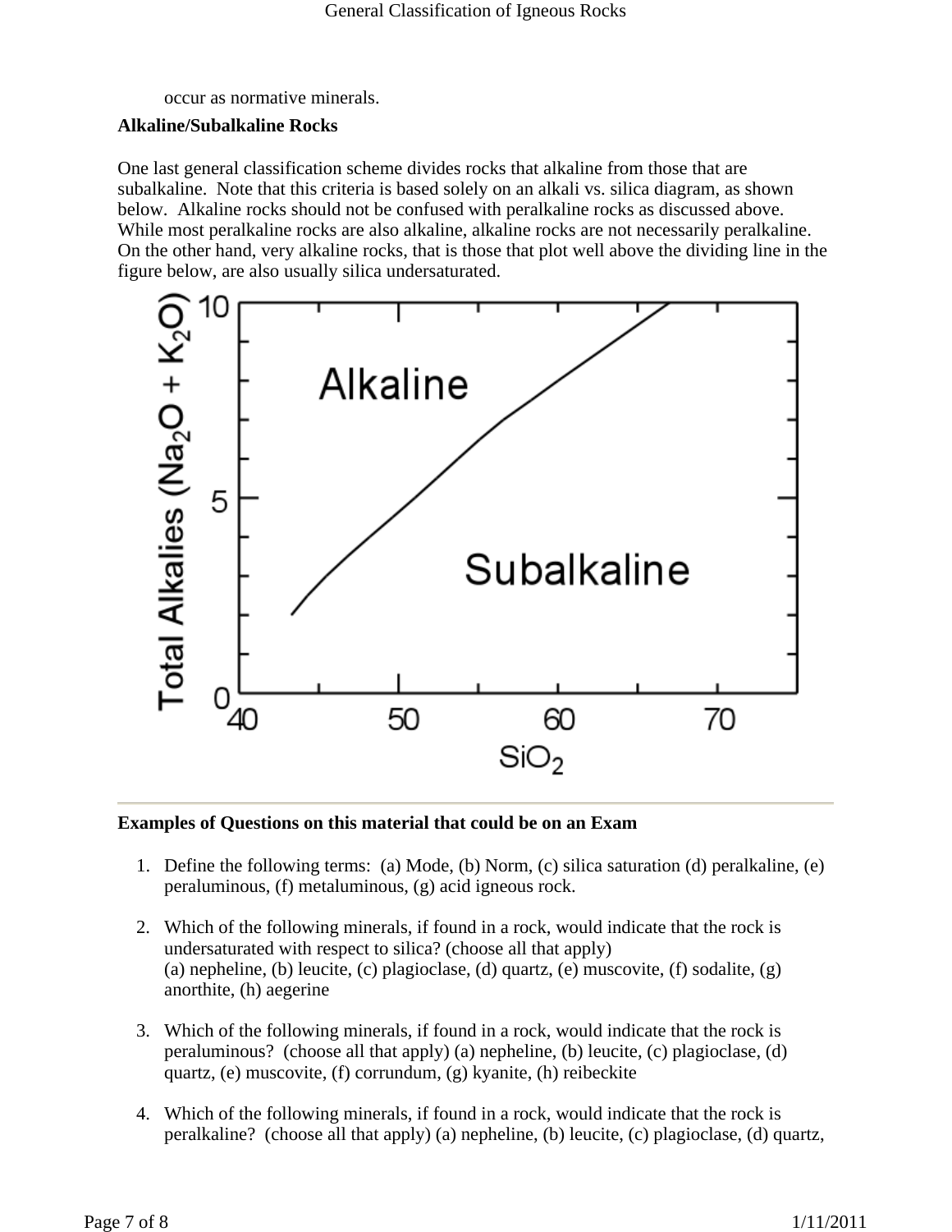occur as normative minerals.

**Alkaline/Subalkaline Rocks**

One last general classification scheme divides rocks that alkaline from those that are subalkaline. Note that this criteria is based solely on an alkali vs. silica diagram, as shown below. Alkaline rocks should not be confused with peralkaline rocks as discussed above. While most peralkaline rocks are also alkaline, alkaline rocks are not necessarily peralkaline. On the other hand, very alkaline rocks, that is those that plot well above the dividing line in the figure below, are also usually silica undersaturated.

---

**Examples of Questions on this material that could be on an Exam**

1. Define the following terms: (a) Mode, (b) Norm, (c) silica saturation (d) peralkaline, (e) peraluminous, (f) metaluminous, (g) acid igneous rock.

2. Which of the following minerals, if found in a rock, would indicate that the rock is undersaturated with respect to silica? (choose all that apply)
(a) nepheline, (b) leucite, (c) plagioclase, (d) quartz, (e) muscovite, (f) sodalite, (g) anorthite, (h) aegerine

3. Which of the following minerals, if found in a rock, would indicate that the rock is peraluminous? (choose all that apply) (a) nepheline, (b) leucite, (c) plagioclase, (d) quartz, (e) muscovite, (f) corrundum, (g) kyanite, (h) reibeckite

4. Which of the following minerals, if found in a rock, would indicate that the rock is peralkaline? (choose all that apply) (a) nepheline, (b) leucite, (c) plagioclase, (d) quartz,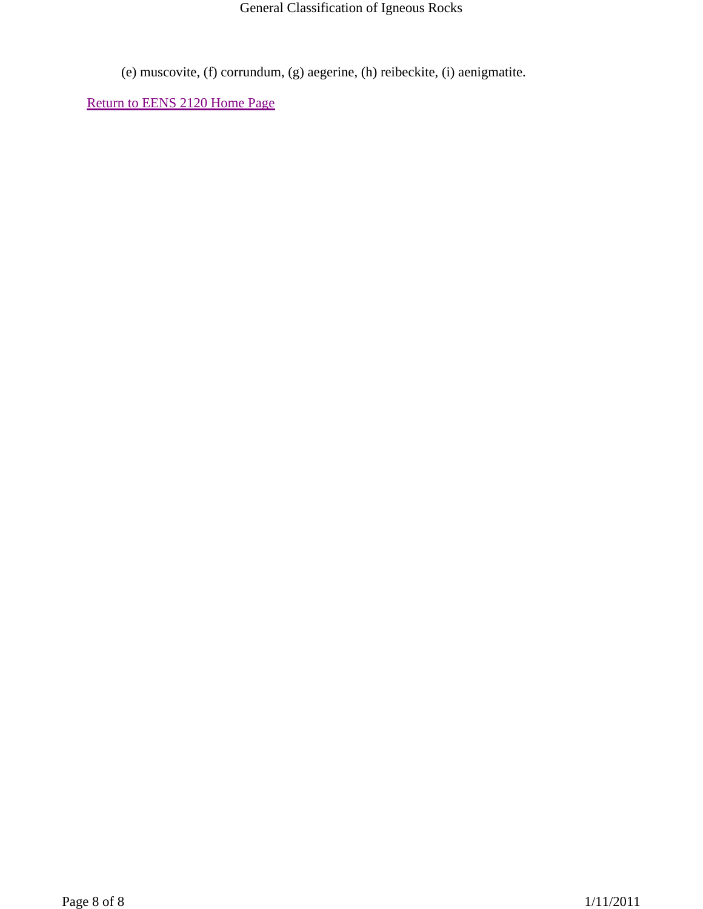(e) muscovite, (f) corrundum, (g) aegerine, (h) reibeckite, (i) aenigmatite.

Return to EENS 2120 Home Page